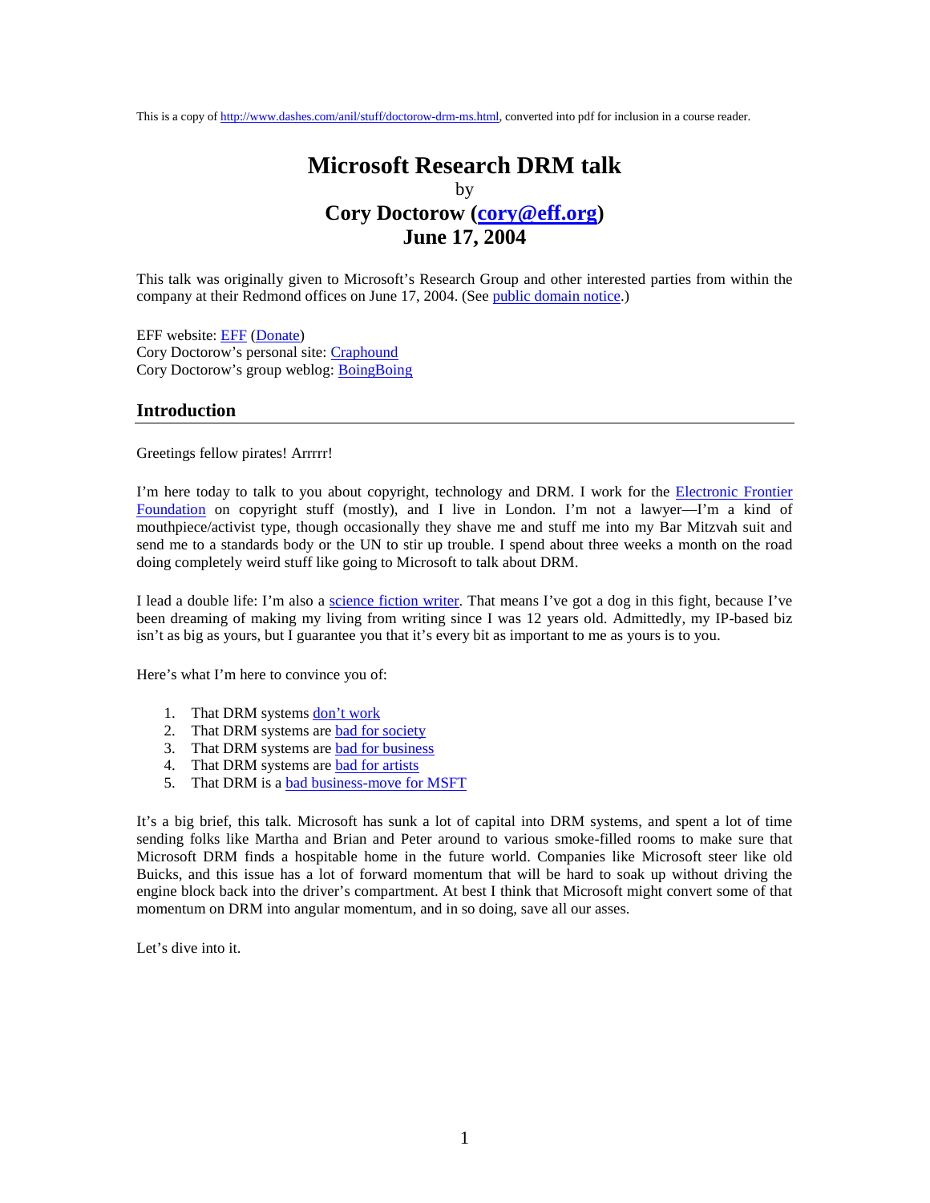This is a copy of http://www.dashes.com/anil/stuff/doctorow-drm-ms.html, converted into pdf for inclusion in a course reader.

# Microsoft Research DRM talk

by

## Cory Doctorow (cory@eff.org)
## June 17, 2004

This talk was originally given to Microsoft's Research Group and other interested parties from within the company at their Redmond offices on June 17, 2004. (See public domain notice.)

EFF website: EFF (Donate)
Cory Doctorow's personal site: Craphound
Cory Doctorow's group weblog: BoingBoing

## Introduction

Greetings fellow pirates! Arrrrr!

I'm here today to talk to you about copyright, technology and DRM. I work for the Electronic Frontier Foundation on copyright stuff (mostly), and I live in London. I'm not a lawyer—I'm a kind of mouthpiece/activist type, though occasionally they shave me and stuff me into my Bar Mitzvah suit and send me to a standards body or the UN to stir up trouble. I spend about three weeks a month on the road doing completely weird stuff like going to Microsoft to talk about DRM.

I lead a double life: I'm also a science fiction writer. That means I've got a dog in this fight, because I've been dreaming of making my living from writing since I was 12 years old. Admittedly, my IP-based biz isn't as big as yours, but I guarantee you that it's every bit as important to me as yours is to you.

Here's what I'm here to convince you of:

1. That DRM systems don't work
2. That DRM systems are bad for society
3. That DRM systems are bad for business
4. That DRM systems are bad for artists
5. That DRM is a bad business-move for MSFT

It's a big brief, this talk. Microsoft has sunk a lot of capital into DRM systems, and spent a lot of time sending folks like Martha and Brian and Peter around to various smoke-filled rooms to make sure that Microsoft DRM finds a hospitable home in the future world. Companies like Microsoft steer like old Buicks, and this issue has a lot of forward momentum that will be hard to soak up without driving the engine block back into the driver's compartment. At best I think that Microsoft might convert some of that momentum on DRM into angular momentum, and in so doing, save all our asses.

Let's dive into it.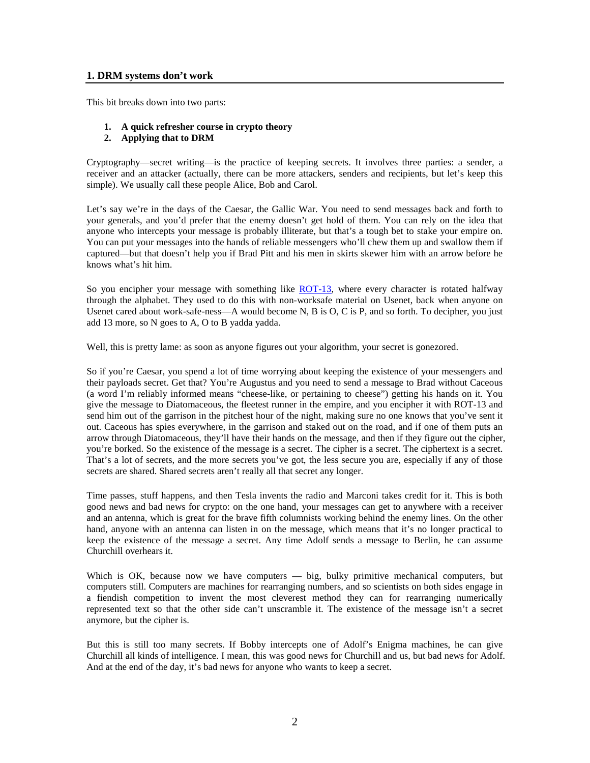## 1. DRM systems don't work

This bit breaks down into two parts:

1. **A quick refresher course in crypto theory**
2. **Applying that to DRM**

Cryptography—secret writing—is the practice of keeping secrets. It involves three parties: a sender, a receiver and an attacker (actually, there can be more attackers, senders and recipients, but let's keep this simple). We usually call these people Alice, Bob and Carol.

Let's say we're in the days of the Caesar, the Gallic War. You need to send messages back and forth to your generals, and you'd prefer that the enemy doesn't get hold of them. You can rely on the idea that anyone who intercepts your message is probably illiterate, but that's a tough bet to stake your empire on. You can put your messages into the hands of reliable messengers who'll chew them up and swallow them if captured—but that doesn't help you if Brad Pitt and his men in skirts skewer him with an arrow before he knows what's hit him.

So you encipher your message with something like ROT-13, where every character is rotated halfway through the alphabet. They used to do this with non-worksafe material on Usenet, back when anyone on Usenet cared about work-safe-ness—A would become N, B is O, C is P, and so forth. To decipher, you just add 13 more, so N goes to A, O to B yadda yadda.

Well, this is pretty lame: as soon as anyone figures out your algorithm, your secret is gonezored.

So if you're Caesar, you spend a lot of time worrying about keeping the existence of your messengers and their payloads secret. Get that? You're Augustus and you need to send a message to Brad without Caceous (a word I'm reliably informed means "cheese-like, or pertaining to cheese") getting his hands on it. You give the message to Diatomaceous, the fleetest runner in the empire, and you encipher it with ROT-13 and send him out of the garrison in the pitchest hour of the night, making sure no one knows that you've sent it out. Caceous has spies everywhere, in the garrison and staked out on the road, and if one of them puts an arrow through Diatomaceous, they'll have their hands on the message, and then if they figure out the cipher, you're borked. So the existence of the message is a secret. The cipher is a secret. The ciphertext is a secret. That's a lot of secrets, and the more secrets you've got, the less secure you are, especially if any of those secrets are shared. Shared secrets aren't really all that secret any longer.

Time passes, stuff happens, and then Tesla invents the radio and Marconi takes credit for it. This is both good news and bad news for crypto: on the one hand, your messages can get to anywhere with a receiver and an antenna, which is great for the brave fifth columnists working behind the enemy lines. On the other hand, anyone with an antenna can listen in on the message, which means that it's no longer practical to keep the existence of the message a secret. Any time Adolf sends a message to Berlin, he can assume Churchill overhears it.

Which is OK, because now we have computers — big, bulky primitive mechanical computers, but computers still. Computers are machines for rearranging numbers, and so scientists on both sides engage in a fiendish competition to invent the most cleverest method they can for rearranging numerically represented text so that the other side can't unscramble it. The existence of the message isn't a secret anymore, but the cipher is.

But this is still too many secrets. If Bobby intercepts one of Adolf's Enigma machines, he can give Churchill all kinds of intelligence. I mean, this was good news for Churchill and us, but bad news for Adolf. And at the end of the day, it's bad news for anyone who wants to keep a secret.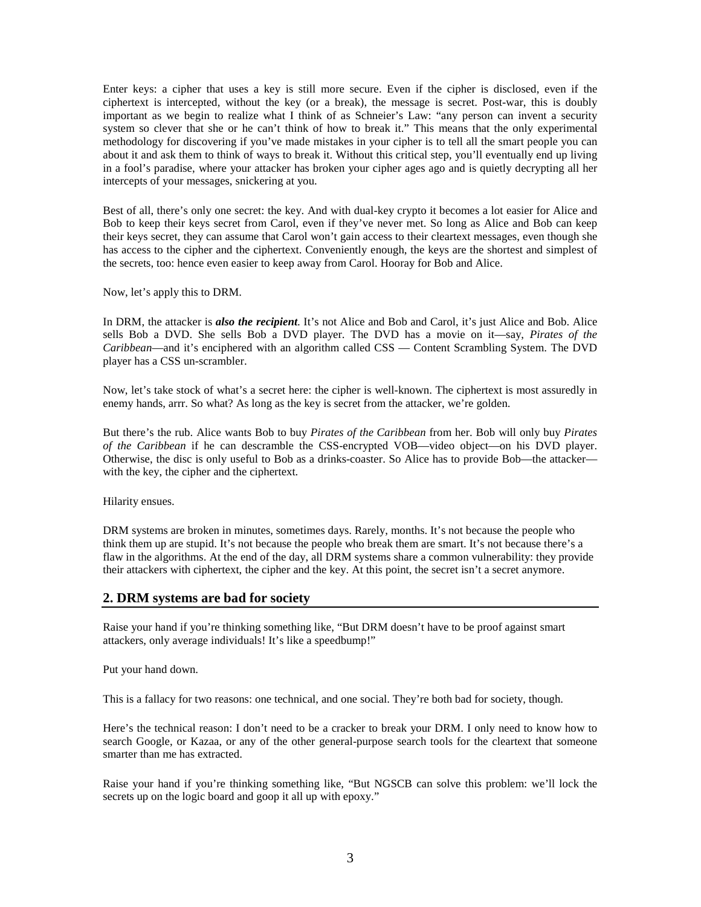Enter keys: a cipher that uses a key is still more secure. Even if the cipher is disclosed, even if the ciphertext is intercepted, without the key (or a break), the message is secret. Post-war, this is doubly important as we begin to realize what I think of as Schneier's Law: "any person can invent a security system so clever that she or he can't think of how to break it." This means that the only experimental methodology for discovering if you've made mistakes in your cipher is to tell all the smart people you can about it and ask them to think of ways to break it. Without this critical step, you'll eventually end up living in a fool's paradise, where your attacker has broken your cipher ages ago and is quietly decrypting all her intercepts of your messages, snickering at you.

Best of all, there's only one secret: the key. And with dual-key crypto it becomes a lot easier for Alice and Bob to keep their keys secret from Carol, even if they've never met. So long as Alice and Bob can keep their keys secret, they can assume that Carol won't gain access to their cleartext messages, even though she has access to the cipher and the ciphertext. Conveniently enough, the keys are the shortest and simplest of the secrets, too: hence even easier to keep away from Carol. Hooray for Bob and Alice.

Now, let's apply this to DRM.

In DRM, the attacker is ***also the recipient***. It's not Alice and Bob and Carol, it's just Alice and Bob. Alice sells Bob a DVD. She sells Bob a DVD player. The DVD has a movie on it—say, *Pirates of the Caribbean*—and it's enciphered with an algorithm called CSS — Content Scrambling System. The DVD player has a CSS un-scrambler.

Now, let's take stock of what's a secret here: the cipher is well-known. The ciphertext is most assuredly in enemy hands, arrr. So what? As long as the key is secret from the attacker, we're golden.

But there's the rub. Alice wants Bob to buy *Pirates of the Caribbean* from her. Bob will only buy *Pirates of the Caribbean* if he can descramble the CSS-encrypted VOB—video object—on his DVD player. Otherwise, the disc is only useful to Bob as a drinks-coaster. So Alice has to provide Bob—the attacker—with the key, the cipher and the ciphertext.

Hilarity ensues.

DRM systems are broken in minutes, sometimes days. Rarely, months. It's not because the people who think them up are stupid. It's not because the people who break them are smart. It's not because there's a flaw in the algorithms. At the end of the day, all DRM systems share a common vulnerability: they provide their attackers with ciphertext, the cipher and the key. At this point, the secret isn't a secret anymore.

## 2. DRM systems are bad for society

Raise your hand if you're thinking something like, "But DRM doesn't have to be proof against smart attackers, only average individuals! It's like a speedbump!"

Put your hand down.

This is a fallacy for two reasons: one technical, and one social. They're both bad for society, though.

Here's the technical reason: I don't need to be a cracker to break your DRM. I only need to know how to search Google, or Kazaa, or any of the other general-purpose search tools for the cleartext that someone smarter than me has extracted.

Raise your hand if you're thinking something like, "But NGSCB can solve this problem: we'll lock the secrets up on the logic board and goop it all up with epoxy."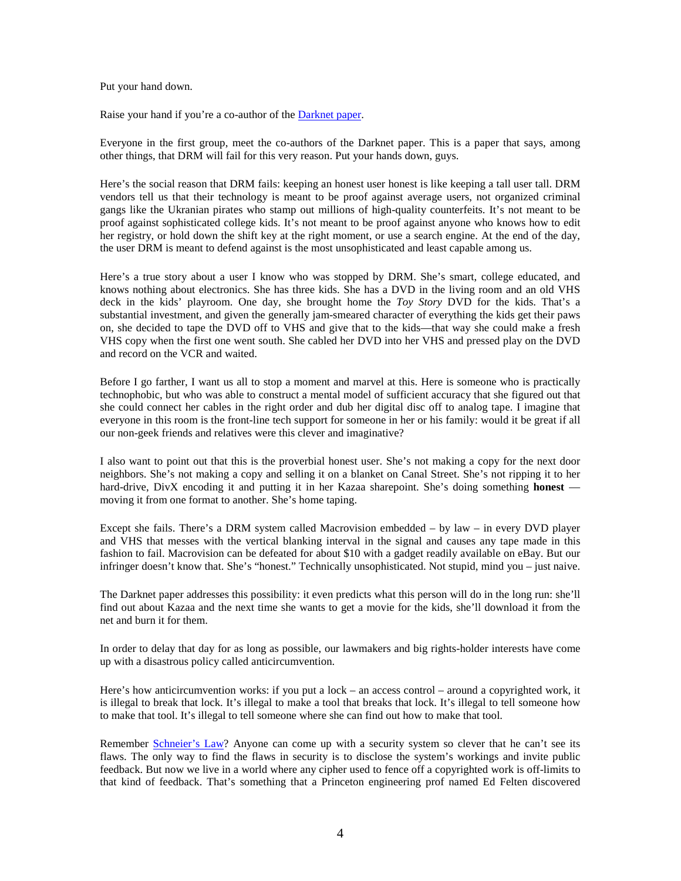Put your hand down.

Raise your hand if you're a co-author of the [Darknet paper](#).

Everyone in the first group, meet the co-authors of the Darknet paper. This is a paper that says, among other things, that DRM will fail for this very reason. Put your hands down, guys.

Here's the social reason that DRM fails: keeping an honest user honest is like keeping a tall user tall. DRM vendors tell us that their technology is meant to be proof against average users, not organized criminal gangs like the Ukranian pirates who stamp out millions of high-quality counterfeits. It's not meant to be proof against sophisticated college kids. It's not meant to be proof against anyone who knows how to edit her registry, or hold down the shift key at the right moment, or use a search engine. At the end of the day, the user DRM is meant to defend against is the most unsophisticated and least capable among us.

Here's a true story about a user I know who was stopped by DRM. She's smart, college educated, and knows nothing about electronics. She has three kids. She has a DVD in the living room and an old VHS deck in the kids' playroom. One day, she brought home the *Toy Story* DVD for the kids. That's a substantial investment, and given the generally jam-smeared character of everything the kids get their paws on, she decided to tape the DVD off to VHS and give that to the kids—that way she could make a fresh VHS copy when the first one went south. She cabled her DVD into her VHS and pressed play on the DVD and record on the VCR and waited.

Before I go farther, I want us all to stop a moment and marvel at this. Here is someone who is practically technophobic, but who was able to construct a mental model of sufficient accuracy that she figured out that she could connect her cables in the right order and dub her digital disc off to analog tape. I imagine that everyone in this room is the front-line tech support for someone in her or his family: would it be great if all our non-geek friends and relatives were this clever and imaginative?

I also want to point out that this is the proverbial honest user. She's not making a copy for the next door neighbors. She's not making a copy and selling it on a blanket on Canal Street. She's not ripping it to her hard-drive, DivX encoding it and putting it in her Kazaa sharepoint. She's doing something **honest** — moving it from one format to another. She's home taping.

Except she fails. There's a DRM system called Macrovision embedded – by law – in every DVD player and VHS that messes with the vertical blanking interval in the signal and causes any tape made in this fashion to fail. Macrovision can be defeated for about $10 with a gadget readily available on eBay. But our infringer doesn't know that. She's "honest." Technically unsophisticated. Not stupid, mind you – just naive.

The Darknet paper addresses this possibility: it even predicts what this person will do in the long run: she'll find out about Kazaa and the next time she wants to get a movie for the kids, she'll download it from the net and burn it for them.

In order to delay that day for as long as possible, our lawmakers and big rights-holder interests have come up with a disastrous policy called anticircumvention.

Here's how anticircumvention works: if you put a lock – an access control – around a copyrighted work, it is illegal to break that lock. It's illegal to make a tool that breaks that lock. It's illegal to tell someone how to make that tool. It's illegal to tell someone where she can find out how to make that tool.

Remember [Schneier's Law](#)? Anyone can come up with a security system so clever that he can't see its flaws. The only way to find the flaws in security is to disclose the system's workings and invite public feedback. But now we live in a world where any cipher used to fence off a copyrighted work is off-limits to that kind of feedback. That's something that a Princeton engineering prof named Ed Felten discovered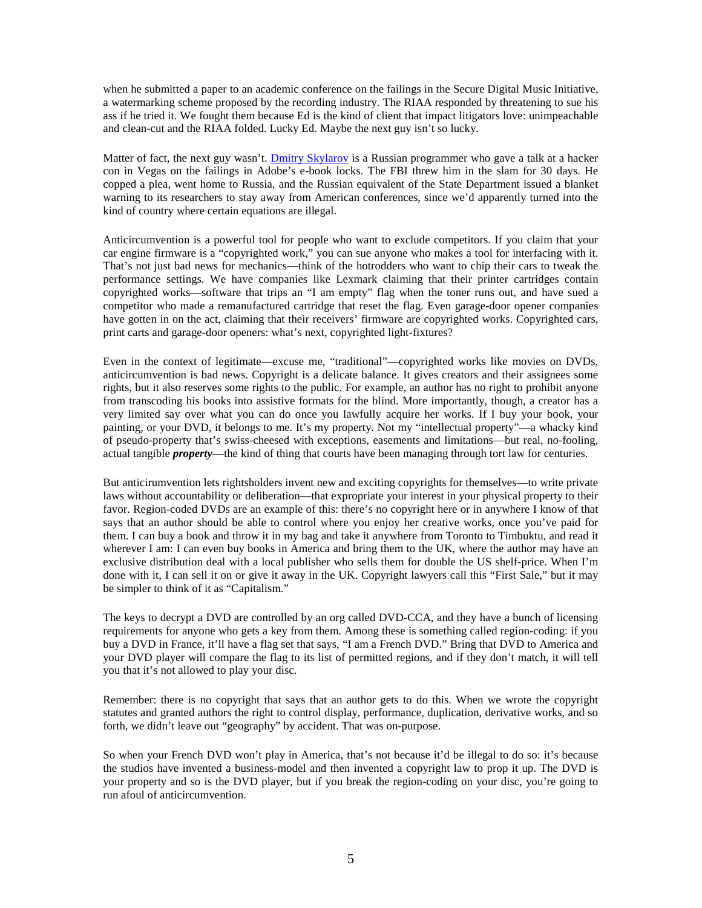when he submitted a paper to an academic conference on the failings in the Secure Digital Music Initiative, a watermarking scheme proposed by the recording industry. The RIAA responded by threatening to sue his ass if he tried it. We fought them because Ed is the kind of client that impact litigators love: unimpeachable and clean-cut and the RIAA folded. Lucky Ed. Maybe the next guy isn't so lucky.

Matter of fact, the next guy wasn't. [Dmitry Skylarov](#) is a Russian programmer who gave a talk at a hacker con in Vegas on the failings in Adobe's e-book locks. The FBI threw him in the slam for 30 days. He copped a plea, went home to Russia, and the Russian equivalent of the State Department issued a blanket warning to its researchers to stay away from American conferences, since we'd apparently turned into the kind of country where certain equations are illegal.

Anticircumvention is a powerful tool for people who want to exclude competitors. If you claim that your car engine firmware is a "copyrighted work," you can sue anyone who makes a tool for interfacing with it. That's not just bad news for mechanics—think of the hotrodders who want to chip their cars to tweak the performance settings. We have companies like Lexmark claiming that their printer cartridges contain copyrighted works—software that trips an "I am empty" flag when the toner runs out, and have sued a competitor who made a remanufactured cartridge that reset the flag. Even garage-door opener companies have gotten in on the act, claiming that their receivers' firmware are copyrighted works. Copyrighted cars, print carts and garage-door openers: what's next, copyrighted light-fixtures?

Even in the context of legitimate—excuse me, "traditional"—copyrighted works like movies on DVDs, anticircumvention is bad news. Copyright is a delicate balance. It gives creators and their assignees some rights, but it also reserves some rights to the public. For example, an author has no right to prohibit anyone from transcoding his books into assistive formats for the blind. More importantly, though, a creator has a very limited say over what you can do once you lawfully acquire her works. If I buy your book, your painting, or your DVD, it belongs to me. It's my property. Not my "intellectual property"—a whacky kind of pseudo-property that's swiss-cheesed with exceptions, easements and limitations—but real, no-fooling, actual tangible ***property***—the kind of thing that courts have been managing through tort law for centuries.

But anticirumvention lets rightsholders invent new and exciting copyrights for themselves—to write private laws without accountability or deliberation—that expropriate your interest in your physical property to their favor. Region-coded DVDs are an example of this: there's no copyright here or in anywhere I know of that says that an author should be able to control where you enjoy her creative works, once you've paid for them. I can buy a book and throw it in my bag and take it anywhere from Toronto to Timbuktu, and read it wherever I am: I can even buy books in America and bring them to the UK, where the author may have an exclusive distribution deal with a local publisher who sells them for double the US shelf-price. When I'm done with it, I can sell it on or give it away in the UK. Copyright lawyers call this "First Sale," but it may be simpler to think of it as "Capitalism."

The keys to decrypt a DVD are controlled by an org called DVD-CCA, and they have a bunch of licensing requirements for anyone who gets a key from them. Among these is something called region-coding: if you buy a DVD in France, it'll have a flag set that says, "I am a French DVD." Bring that DVD to America and your DVD player will compare the flag to its list of permitted regions, and if they don't match, it will tell you that it's not allowed to play your disc.

Remember: there is no copyright that says that an author gets to do this. When we wrote the copyright statutes and granted authors the right to control display, performance, duplication, derivative works, and so forth, we didn't leave out "geography" by accident. That was on-purpose.

So when your French DVD won't play in America, that's not because it'd be illegal to do so: it's because the studios have invented a business-model and then invented a copyright law to prop it up. The DVD is your property and so is the DVD player, but if you break the region-coding on your disc, you're going to run afoul of anticircumvention.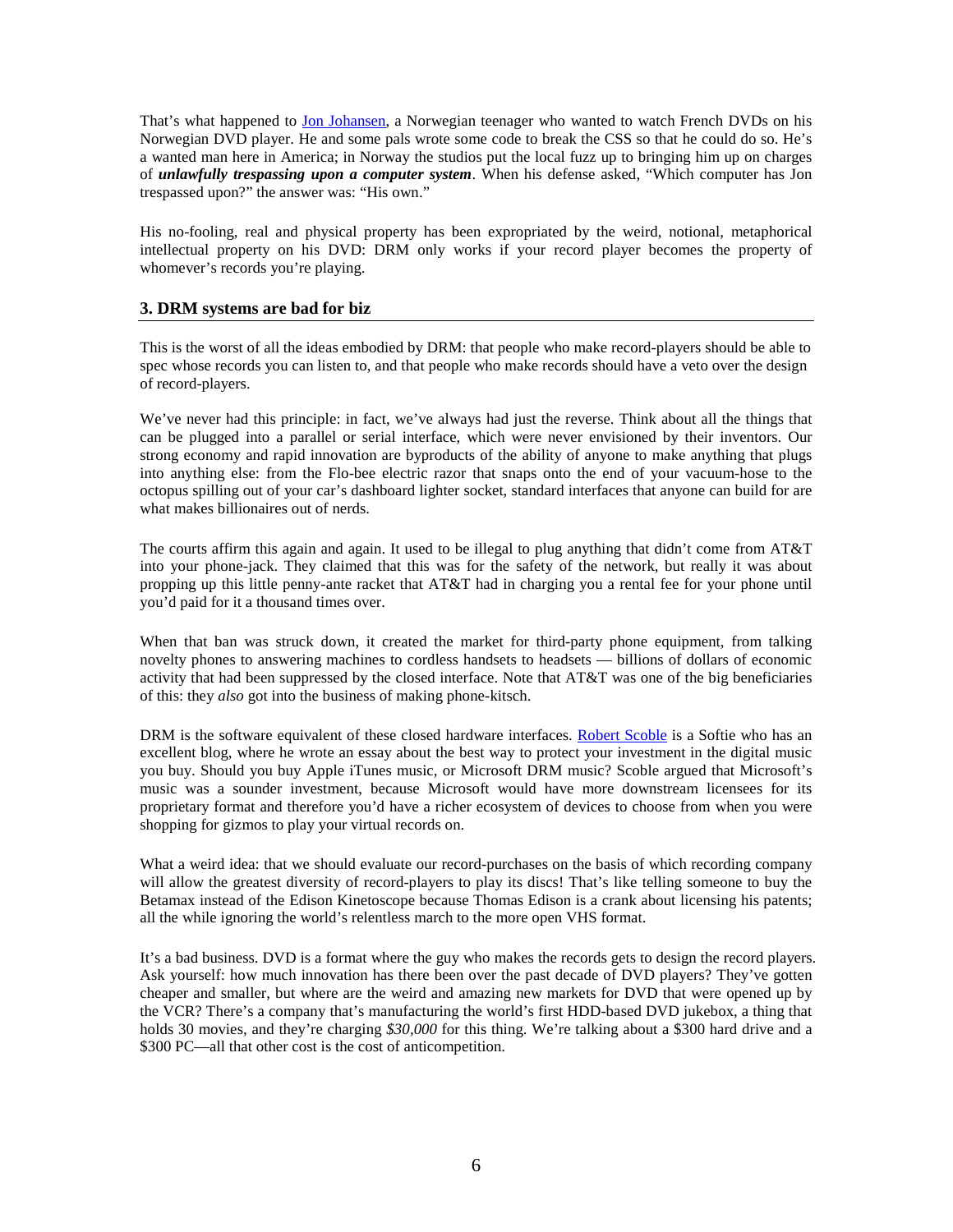That's what happened to [Jon Johansen](), a Norwegian teenager who wanted to watch French DVDs on his Norwegian DVD player. He and some pals wrote some code to break the CSS so that he could do so. He's a wanted man here in America; in Norway the studios put the local fuzz up to bringing him up on charges of ***unlawfully trespassing upon a computer system***. When his defense asked, "Which computer has Jon trespassed upon?" the answer was: "His own."

His no-fooling, real and physical property has been expropriated by the weird, notional, metaphorical intellectual property on his DVD: DRM only works if your record player becomes the property of whomever's records you're playing.

### 3. DRM systems are bad for biz

This is the worst of all the ideas embodied by DRM: that people who make record-players should be able to spec whose records you can listen to, and that people who make records should have a veto over the design of record-players.

We've never had this principle: in fact, we've always had just the reverse. Think about all the things that can be plugged into a parallel or serial interface, which were never envisioned by their inventors. Our strong economy and rapid innovation are byproducts of the ability of anyone to make anything that plugs into anything else: from the Flo-bee electric razor that snaps onto the end of your vacuum-hose to the octopus spilling out of your car's dashboard lighter socket, standard interfaces that anyone can build for are what makes billionaires out of nerds.

The courts affirm this again and again. It used to be illegal to plug anything that didn't come from AT&T into your phone-jack. They claimed that this was for the safety of the network, but really it was about propping up this little penny-ante racket that AT&T had in charging you a rental fee for your phone until you'd paid for it a thousand times over.

When that ban was struck down, it created the market for third-party phone equipment, from talking novelty phones to answering machines to cordless handsets to headsets — billions of dollars of economic activity that had been suppressed by the closed interface. Note that AT&T was one of the big beneficiaries of this: they *also* got into the business of making phone-kitsch.

DRM is the software equivalent of these closed hardware interfaces. [Robert Scoble]() is a Softie who has an excellent blog, where he wrote an essay about the best way to protect your investment in the digital music you buy. Should you buy Apple iTunes music, or Microsoft DRM music? Scoble argued that Microsoft's music was a sounder investment, because Microsoft would have more downstream licensees for its proprietary format and therefore you'd have a richer ecosystem of devices to choose from when you were shopping for gizmos to play your virtual records on.

What a weird idea: that we should evaluate our record-purchases on the basis of which recording company will allow the greatest diversity of record-players to play its discs! That's like telling someone to buy the Betamax instead of the Edison Kinetoscope because Thomas Edison is a crank about licensing his patents; all the while ignoring the world's relentless march to the more open VHS format.

It's a bad business. DVD is a format where the guy who makes the records gets to design the record players. Ask yourself: how much innovation has there been over the past decade of DVD players? They've gotten cheaper and smaller, but where are the weird and amazing new markets for DVD that were opened up by the VCR? There's a company that's manufacturing the world's first HDD-based DVD jukebox, a thing that holds 30 movies, and they're charging *$30,000* for this thing. We're talking about a $300 hard drive and a $300 PC—all that other cost is the cost of anticompetition.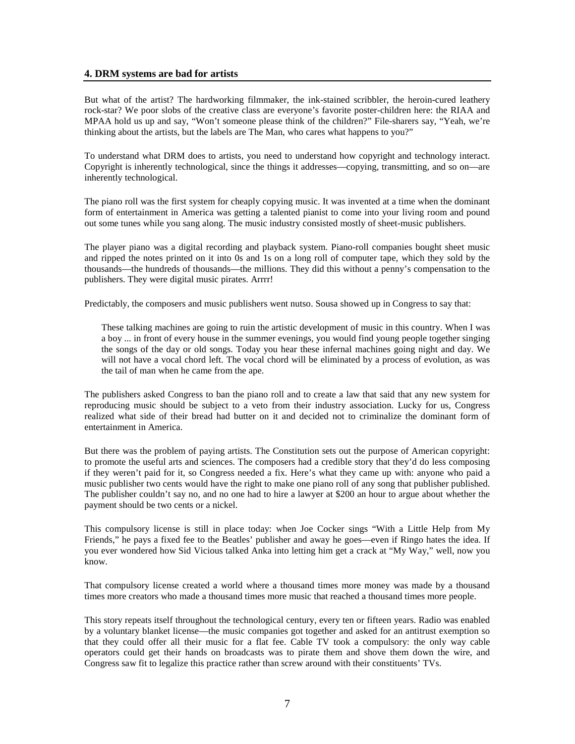## 4. DRM systems are bad for artists

But what of the artist? The hardworking filmmaker, the ink-stained scribbler, the heroin-cured leathery rock-star? We poor slobs of the creative class are everyone's favorite poster-children here: the RIAA and MPAA hold us up and say, "Won't someone please think of the children?" File-sharers say, "Yeah, we're thinking about the artists, but the labels are The Man, who cares what happens to you?"

To understand what DRM does to artists, you need to understand how copyright and technology interact. Copyright is inherently technological, since the things it addresses—copying, transmitting, and so on—are inherently technological.

The piano roll was the first system for cheaply copying music. It was invented at a time when the dominant form of entertainment in America was getting a talented pianist to come into your living room and pound out some tunes while you sang along. The music industry consisted mostly of sheet-music publishers.

The player piano was a digital recording and playback system. Piano-roll companies bought sheet music and ripped the notes printed on it into 0s and 1s on a long roll of computer tape, which they sold by the thousands—the hundreds of thousands—the millions. They did this without a penny's compensation to the publishers. They were digital music pirates. Arrrr!

Predictably, the composers and music publishers went nutso. Sousa showed up in Congress to say that:

> These talking machines are going to ruin the artistic development of music in this country. When I was a boy ... in front of every house in the summer evenings, you would find young people together singing the songs of the day or old songs. Today you hear these infernal machines going night and day. We will not have a vocal chord left. The vocal chord will be eliminated by a process of evolution, as was the tail of man when he came from the ape.

The publishers asked Congress to ban the piano roll and to create a law that said that any new system for reproducing music should be subject to a veto from their industry association. Lucky for us, Congress realized what side of their bread had butter on it and decided not to criminalize the dominant form of entertainment in America.

But there was the problem of paying artists. The Constitution sets out the purpose of American copyright: to promote the useful arts and sciences. The composers had a credible story that they'd do less composing if they weren't paid for it, so Congress needed a fix. Here's what they came up with: anyone who paid a music publisher two cents would have the right to make one piano roll of any song that publisher published. The publisher couldn't say no, and no one had to hire a lawyer at $200 an hour to argue about whether the payment should be two cents or a nickel.

This compulsory license is still in place today: when Joe Cocker sings "With a Little Help from My Friends," he pays a fixed fee to the Beatles' publisher and away he goes—even if Ringo hates the idea. If you ever wondered how Sid Vicious talked Anka into letting him get a crack at "My Way," well, now you know.

That compulsory license created a world where a thousand times more money was made by a thousand times more creators who made a thousand times more music that reached a thousand times more people.

This story repeats itself throughout the technological century, every ten or fifteen years. Radio was enabled by a voluntary blanket license—the music companies got together and asked for an antitrust exemption so that they could offer all their music for a flat fee. Cable TV took a compulsory: the only way cable operators could get their hands on broadcasts was to pirate them and shove them down the wire, and Congress saw fit to legalize this practice rather than screw around with their constituents' TVs.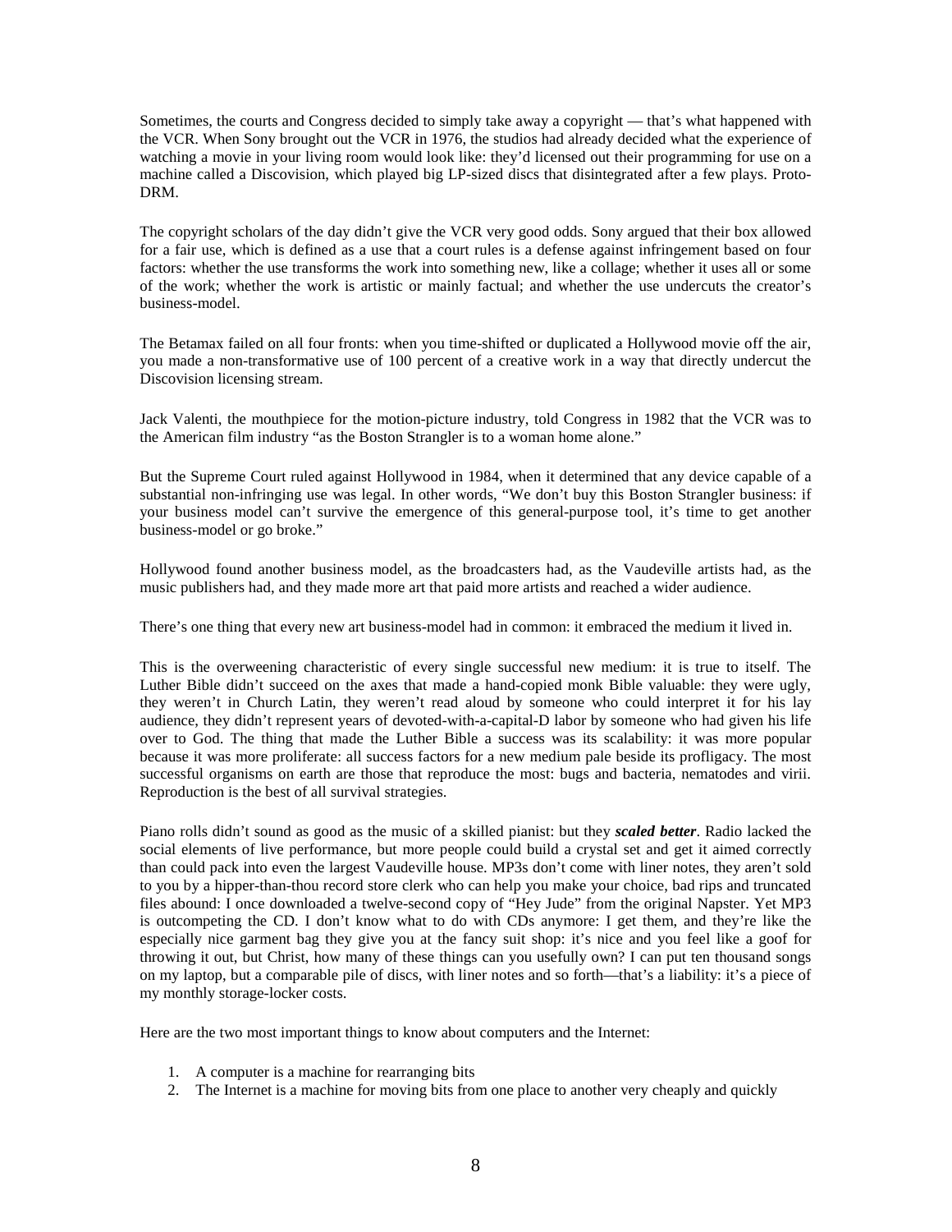Sometimes, the courts and Congress decided to simply take away a copyright — that's what happened with the VCR. When Sony brought out the VCR in 1976, the studios had already decided what the experience of watching a movie in your living room would look like: they'd licensed out their programming for use on a machine called a Discovision, which played big LP-sized discs that disintegrated after a few plays. Proto-DRM.

The copyright scholars of the day didn't give the VCR very good odds. Sony argued that their box allowed for a fair use, which is defined as a use that a court rules is a defense against infringement based on four factors: whether the use transforms the work into something new, like a collage; whether it uses all or some of the work; whether the work is artistic or mainly factual; and whether the use undercuts the creator's business-model.

The Betamax failed on all four fronts: when you time-shifted or duplicated a Hollywood movie off the air, you made a non-transformative use of 100 percent of a creative work in a way that directly undercut the Discovision licensing stream.

Jack Valenti, the mouthpiece for the motion-picture industry, told Congress in 1982 that the VCR was to the American film industry "as the Boston Strangler is to a woman home alone."

But the Supreme Court ruled against Hollywood in 1984, when it determined that any device capable of a substantial non-infringing use was legal. In other words, "We don't buy this Boston Strangler business: if your business model can't survive the emergence of this general-purpose tool, it's time to get another business-model or go broke."

Hollywood found another business model, as the broadcasters had, as the Vaudeville artists had, as the music publishers had, and they made more art that paid more artists and reached a wider audience.

There's one thing that every new art business-model had in common: it embraced the medium it lived in.

This is the overweening characteristic of every single successful new medium: it is true to itself. The Luther Bible didn't succeed on the axes that made a hand-copied monk Bible valuable: they were ugly, they weren't in Church Latin, they weren't read aloud by someone who could interpret it for his lay audience, they didn't represent years of devoted-with-a-capital-D labor by someone who had given his life over to God. The thing that made the Luther Bible a success was its scalability: it was more popular because it was more proliferate: all success factors for a new medium pale beside its profligacy. The most successful organisms on earth are those that reproduce the most: bugs and bacteria, nematodes and virii. Reproduction is the best of all survival strategies.

Piano rolls didn't sound as good as the music of a skilled pianist: but they ***scaled better***. Radio lacked the social elements of live performance, but more people could build a crystal set and get it aimed correctly than could pack into even the largest Vaudeville house. MP3s don't come with liner notes, they aren't sold to you by a hipper-than-thou record store clerk who can help you make your choice, bad rips and truncated files abound: I once downloaded a twelve-second copy of "Hey Jude" from the original Napster. Yet MP3 is outcompeting the CD. I don't know what to do with CDs anymore: I get them, and they're like the especially nice garment bag they give you at the fancy suit shop: it's nice and you feel like a goof for throwing it out, but Christ, how many of these things can you usefully own? I can put ten thousand songs on my laptop, but a comparable pile of discs, with liner notes and so forth—that's a liability: it's a piece of my monthly storage-locker costs.

Here are the two most important things to know about computers and the Internet:

1. A computer is a machine for rearranging bits
2. The Internet is a machine for moving bits from one place to another very cheaply and quickly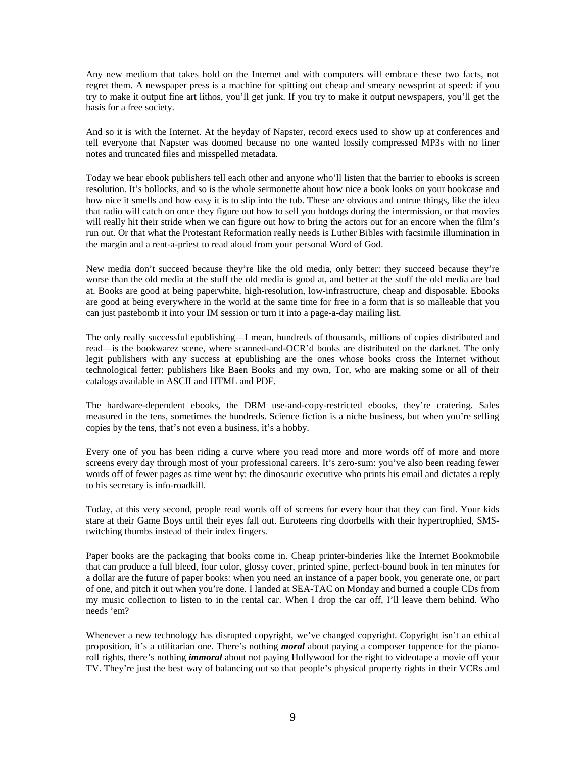Any new medium that takes hold on the Internet and with computers will embrace these two facts, not regret them. A newspaper press is a machine for spitting out cheap and smeary newsprint at speed: if you try to make it output fine art lithos, you'll get junk. If you try to make it output newspapers, you'll get the basis for a free society.

And so it is with the Internet. At the heyday of Napster, record execs used to show up at conferences and tell everyone that Napster was doomed because no one wanted lossily compressed MP3s with no liner notes and truncated files and misspelled metadata.

Today we hear ebook publishers tell each other and anyone who'll listen that the barrier to ebooks is screen resolution. It's bollocks, and so is the whole sermonette about how nice a book looks on your bookcase and how nice it smells and how easy it is to slip into the tub. These are obvious and untrue things, like the idea that radio will catch on once they figure out how to sell you hotdogs during the intermission, or that movies will really hit their stride when we can figure out how to bring the actors out for an encore when the film's run out. Or that what the Protestant Reformation really needs is Luther Bibles with facsimile illumination in the margin and a rent-a-priest to read aloud from your personal Word of God.

New media don't succeed because they're like the old media, only better: they succeed because they're worse than the old media at the stuff the old media is good at, and better at the stuff the old media are bad at. Books are good at being paperwhite, high-resolution, low-infrastructure, cheap and disposable. Ebooks are good at being everywhere in the world at the same time for free in a form that is so malleable that you can just pastebomb it into your IM session or turn it into a page-a-day mailing list.

The only really successful epublishing—I mean, hundreds of thousands, millions of copies distributed and read—is the bookwarez scene, where scanned-and-OCR'd books are distributed on the darknet. The only legit publishers with any success at epublishing are the ones whose books cross the Internet without technological fetter: publishers like Baen Books and my own, Tor, who are making some or all of their catalogs available in ASCII and HTML and PDF.

The hardware-dependent ebooks, the DRM use-and-copy-restricted ebooks, they're cratering. Sales measured in the tens, sometimes the hundreds. Science fiction is a niche business, but when you're selling copies by the tens, that's not even a business, it's a hobby.

Every one of you has been riding a curve where you read more and more words off of more and more screens every day through most of your professional careers. It's zero-sum: you've also been reading fewer words off of fewer pages as time went by: the dinosauric executive who prints his email and dictates a reply to his secretary is info-roadkill.

Today, at this very second, people read words off of screens for every hour that they can find. Your kids stare at their Game Boys until their eyes fall out. Euroteens ring doorbells with their hypertrophied, SMS-twitching thumbs instead of their index fingers.

Paper books are the packaging that books come in. Cheap printer-binderies like the Internet Bookmobile that can produce a full bleed, four color, glossy cover, printed spine, perfect-bound book in ten minutes for a dollar are the future of paper books: when you need an instance of a paper book, you generate one, or part of one, and pitch it out when you're done. I landed at SEA-TAC on Monday and burned a couple CDs from my music collection to listen to in the rental car. When I drop the car off, I'll leave them behind. Who needs 'em?

Whenever a new technology has disrupted copyright, we've changed copyright. Copyright isn't an ethical proposition, it's a utilitarian one. There's nothing ***moral*** about paying a composer tuppence for the piano-roll rights, there's nothing ***immoral*** about not paying Hollywood for the right to videotape a movie off your TV. They're just the best way of balancing out so that people's physical property rights in their VCRs and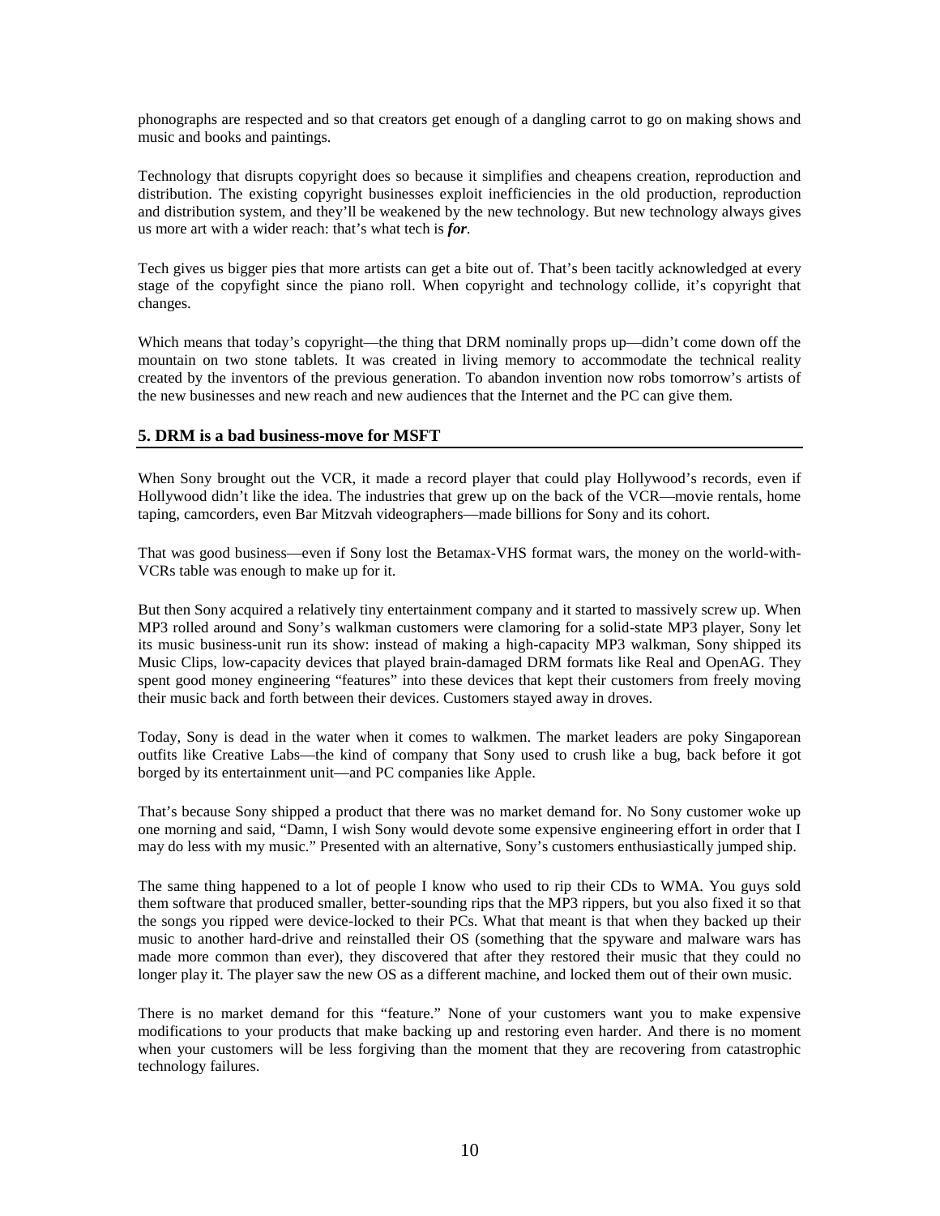phonographs are respected and so that creators get enough of a dangling carrot to go on making shows and music and books and paintings.

Technology that disrupts copyright does so because it simplifies and cheapens creation, reproduction and distribution. The existing copyright businesses exploit inefficiencies in the old production, reproduction and distribution system, and they'll be weakened by the new technology. But new technology always gives us more art with a wider reach: that's what tech is ***for***.

Tech gives us bigger pies that more artists can get a bite out of. That's been tacitly acknowledged at every stage of the copyfight since the piano roll. When copyright and technology collide, it's copyright that changes.

Which means that today's copyright—the thing that DRM nominally props up—didn't come down off the mountain on two stone tablets. It was created in living memory to accommodate the technical reality created by the inventors of the previous generation. To abandon invention now robs tomorrow's artists of the new businesses and new reach and new audiences that the Internet and the PC can give them.

## 5. DRM is a bad business-move for MSFT

When Sony brought out the VCR, it made a record player that could play Hollywood's records, even if Hollywood didn't like the idea. The industries that grew up on the back of the VCR—movie rentals, home taping, camcorders, even Bar Mitzvah videographers—made billions for Sony and its cohort.

That was good business—even if Sony lost the Betamax-VHS format wars, the money on the world-with-VCRs table was enough to make up for it.

But then Sony acquired a relatively tiny entertainment company and it started to massively screw up. When MP3 rolled around and Sony's walkman customers were clamoring for a solid-state MP3 player, Sony let its music business-unit run its show: instead of making a high-capacity MP3 walkman, Sony shipped its Music Clips, low-capacity devices that played brain-damaged DRM formats like Real and OpenAG. They spent good money engineering "features" into these devices that kept their customers from freely moving their music back and forth between their devices. Customers stayed away in droves.

Today, Sony is dead in the water when it comes to walkmen. The market leaders are poky Singaporean outfits like Creative Labs—the kind of company that Sony used to crush like a bug, back before it got borged by its entertainment unit—and PC companies like Apple.

That's because Sony shipped a product that there was no market demand for. No Sony customer woke up one morning and said, "Damn, I wish Sony would devote some expensive engineering effort in order that I may do less with my music." Presented with an alternative, Sony's customers enthusiastically jumped ship.

The same thing happened to a lot of people I know who used to rip their CDs to WMA. You guys sold them software that produced smaller, better-sounding rips that the MP3 rippers, but you also fixed it so that the songs you ripped were device-locked to their PCs. What that meant is that when they backed up their music to another hard-drive and reinstalled their OS (something that the spyware and malware wars has made more common than ever), they discovered that after they restored their music that they could no longer play it. The player saw the new OS as a different machine, and locked them out of their own music.

There is no market demand for this "feature." None of your customers want you to make expensive modifications to your products that make backing up and restoring even harder. And there is no moment when your customers will be less forgiving than the moment that they are recovering from catastrophic technology failures.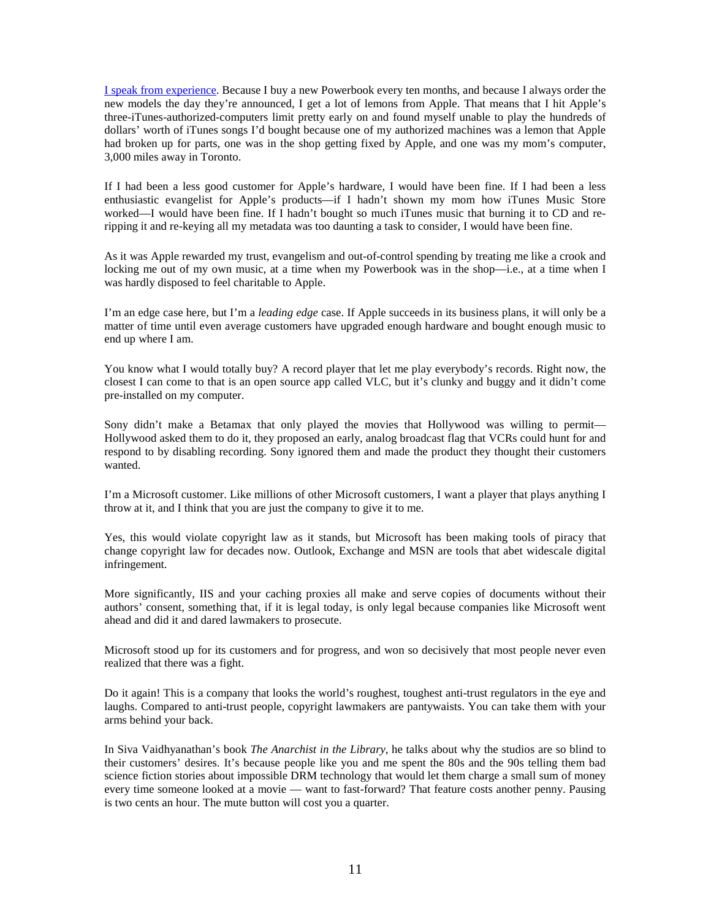[I speak from experience](). Because I buy a new Powerbook every ten months, and because I always order the new models the day they're announced, I get a lot of lemons from Apple. That means that I hit Apple's three-iTunes-authorized-computers limit pretty early on and found myself unable to play the hundreds of dollars' worth of iTunes songs I'd bought because one of my authorized machines was a lemon that Apple had broken up for parts, one was in the shop getting fixed by Apple, and one was my mom's computer, 3,000 miles away in Toronto.

If I had been a less good customer for Apple's hardware, I would have been fine. If I had been a less enthusiastic evangelist for Apple's products—if I hadn't shown my mom how iTunes Music Store worked—I would have been fine. If I hadn't bought so much iTunes music that burning it to CD and re-ripping it and re-keying all my metadata was too daunting a task to consider, I would have been fine.

As it was Apple rewarded my trust, evangelism and out-of-control spending by treating me like a crook and locking me out of my own music, at a time when my Powerbook was in the shop—i.e., at a time when I was hardly disposed to feel charitable to Apple.

I'm an edge case here, but I'm a *leading edge* case. If Apple succeeds in its business plans, it will only be a matter of time until even average customers have upgraded enough hardware and bought enough music to end up where I am.

You know what I would totally buy? A record player that let me play everybody's records. Right now, the closest I can come to that is an open source app called VLC, but it's clunky and buggy and it didn't come pre-installed on my computer.

Sony didn't make a Betamax that only played the movies that Hollywood was willing to permit—Hollywood asked them to do it, they proposed an early, analog broadcast flag that VCRs could hunt for and respond to by disabling recording. Sony ignored them and made the product they thought their customers wanted.

I'm a Microsoft customer. Like millions of other Microsoft customers, I want a player that plays anything I throw at it, and I think that you are just the company to give it to me.

Yes, this would violate copyright law as it stands, but Microsoft has been making tools of piracy that change copyright law for decades now. Outlook, Exchange and MSN are tools that abet widescale digital infringement.

More significantly, IIS and your caching proxies all make and serve copies of documents without their authors' consent, something that, if it is legal today, is only legal because companies like Microsoft went ahead and did it and dared lawmakers to prosecute.

Microsoft stood up for its customers and for progress, and won so decisively that most people never even realized that there was a fight.

Do it again! This is a company that looks the world's roughest, toughest anti-trust regulators in the eye and laughs. Compared to anti-trust people, copyright lawmakers are pantywaists. You can take them with your arms behind your back.

In Siva Vaidhyanathan's book *The Anarchist in the Library*, he talks about why the studios are so blind to their customers' desires. It's because people like you and me spent the 80s and the 90s telling them bad science fiction stories about impossible DRM technology that would let them charge a small sum of money every time someone looked at a movie — want to fast-forward? That feature costs another penny. Pausing is two cents an hour. The mute button will cost you a quarter.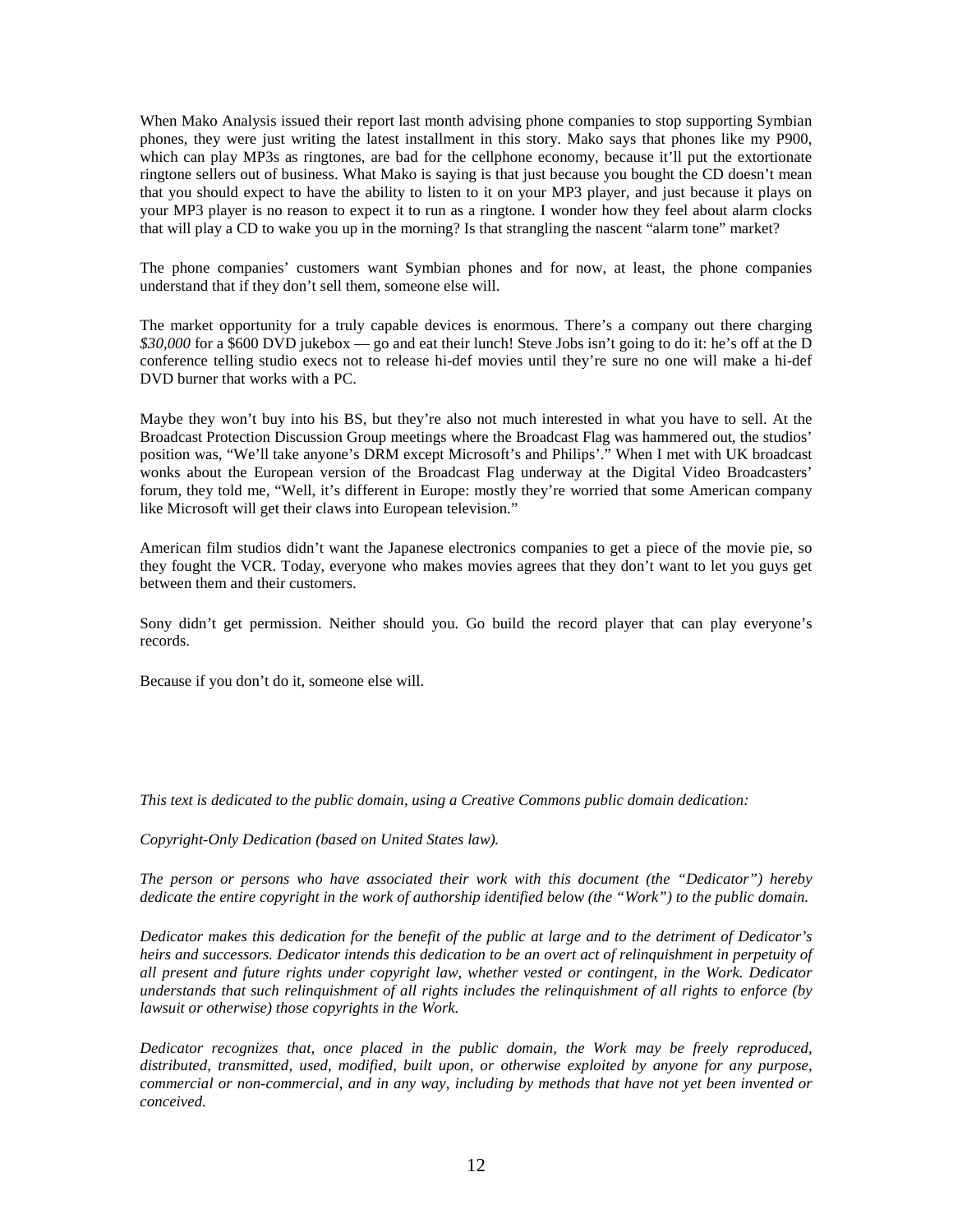When Mako Analysis issued their report last month advising phone companies to stop supporting Symbian phones, they were just writing the latest installment in this story. Mako says that phones like my P900, which can play MP3s as ringtones, are bad for the cellphone economy, because it'll put the extortionate ringtone sellers out of business. What Mako is saying is that just because you bought the CD doesn't mean that you should expect to have the ability to listen to it on your MP3 player, and just because it plays on your MP3 player is no reason to expect it to run as a ringtone. I wonder how they feel about alarm clocks that will play a CD to wake you up in the morning? Is that strangling the nascent "alarm tone" market?

The phone companies' customers want Symbian phones and for now, at least, the phone companies understand that if they don't sell them, someone else will.

The market opportunity for a truly capable devices is enormous. There's a company out there charging *$30,000* for a $600 DVD jukebox — go and eat their lunch! Steve Jobs isn't going to do it: he's off at the D conference telling studio execs not to release hi-def movies until they're sure no one will make a hi-def DVD burner that works with a PC.

Maybe they won't buy into his BS, but they're also not much interested in what you have to sell. At the Broadcast Protection Discussion Group meetings where the Broadcast Flag was hammered out, the studios' position was, "We'll take anyone's DRM except Microsoft's and Philips'." When I met with UK broadcast wonks about the European version of the Broadcast Flag underway at the Digital Video Broadcasters' forum, they told me, "Well, it's different in Europe: mostly they're worried that some American company like Microsoft will get their claws into European television."

American film studios didn't want the Japanese electronics companies to get a piece of the movie pie, so they fought the VCR. Today, everyone who makes movies agrees that they don't want to let you guys get between them and their customers.

Sony didn't get permission. Neither should you. Go build the record player that can play everyone's records.

Because if you don't do it, someone else will.

*This text is dedicated to the public domain, using a Creative Commons public domain dedication:*

*Copyright-Only Dedication (based on United States law).*

*The person or persons who have associated their work with this document (the "Dedicator") hereby dedicate the entire copyright in the work of authorship identified below (the "Work") to the public domain.*

*Dedicator makes this dedication for the benefit of the public at large and to the detriment of Dedicator's heirs and successors. Dedicator intends this dedication to be an overt act of relinquishment in perpetuity of all present and future rights under copyright law, whether vested or contingent, in the Work. Dedicator understands that such relinquishment of all rights includes the relinquishment of all rights to enforce (by lawsuit or otherwise) those copyrights in the Work.*

*Dedicator recognizes that, once placed in the public domain, the Work may be freely reproduced, distributed, transmitted, used, modified, built upon, or otherwise exploited by anyone for any purpose, commercial or non-commercial, and in any way, including by methods that have not yet been invented or conceived.*